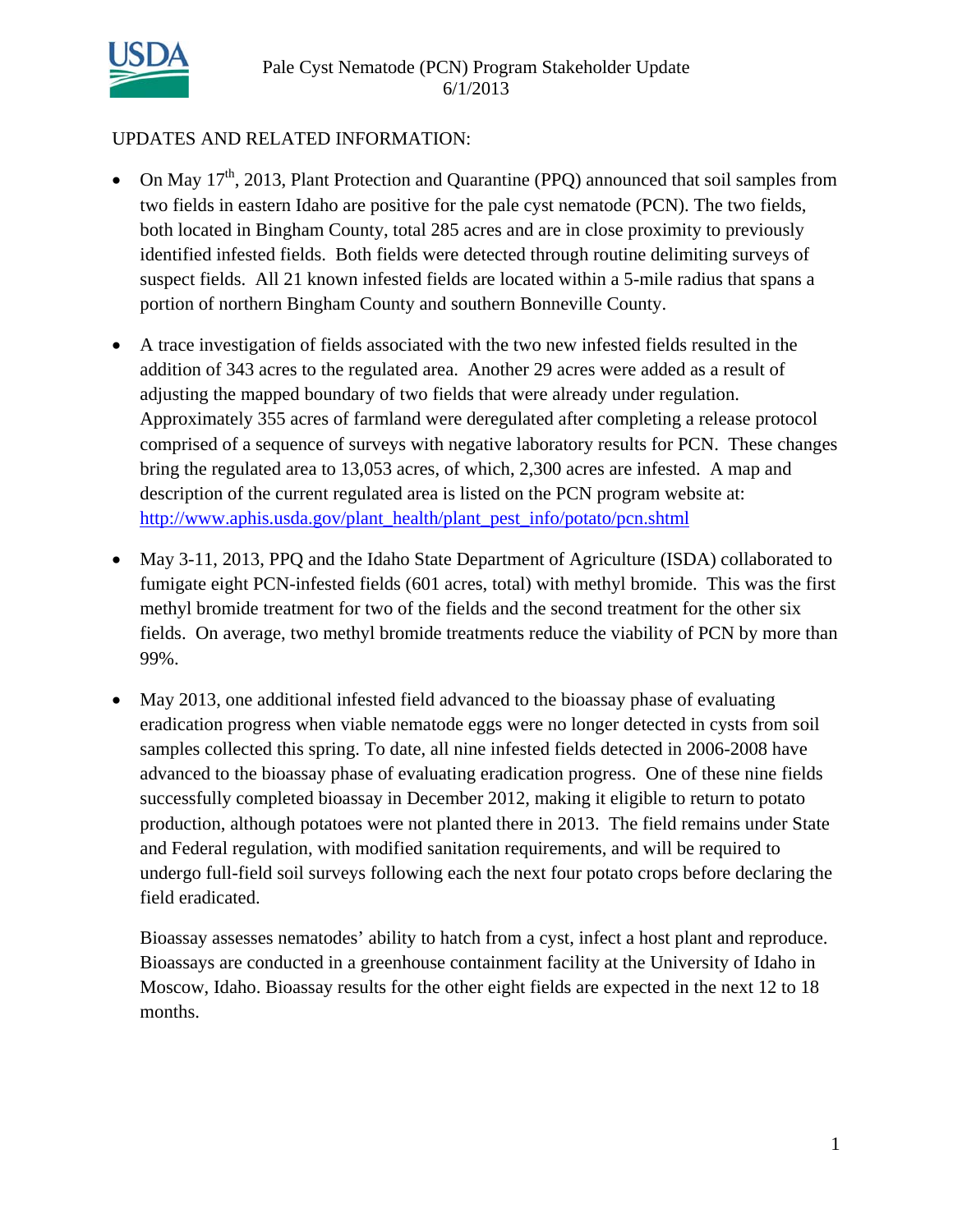# Pale Cyst Nematode (PCN) Program Stakeholder Update
6/1/2013

UPDATES AND RELATED INFORMATION:

- On May 17th, 2013, Plant Protection and Quarantine (PPQ) announced that soil samples from two fields in eastern Idaho are positive for the pale cyst nematode (PCN). The two fields, both located in Bingham County, total 285 acres and are in close proximity to previously identified infested fields. Both fields were detected through routine delimiting surveys of suspect fields. All 21 known infested fields are located within a 5-mile radius that spans a portion of northern Bingham County and southern Bonneville County.

- A trace investigation of fields associated with the two new infested fields resulted in the addition of 343 acres to the regulated area. Another 29 acres were added as a result of adjusting the mapped boundary of two fields that were already under regulation. Approximately 355 acres of farmland were deregulated after completing a release protocol comprised of a sequence of surveys with negative laboratory results for PCN. These changes bring the regulated area to 13,053 acres, of which, 2,300 acres are infested. A map and description of the current regulated area is listed on the PCN program website at: http://www.aphis.usda.gov/plant_health/plant_pest_info/potato/pcn.shtml

- May 3-11, 2013, PPQ and the Idaho State Department of Agriculture (ISDA) collaborated to fumigate eight PCN-infested fields (601 acres, total) with methyl bromide. This was the first methyl bromide treatment for two of the fields and the second treatment for the other six fields. On average, two methyl bromide treatments reduce the viability of PCN by more than 99%.

- May 2013, one additional infested field advanced to the bioassay phase of evaluating eradication progress when viable nematode eggs were no longer detected in cysts from soil samples collected this spring. To date, all nine infested fields detected in 2006-2008 have advanced to the bioassay phase of evaluating eradication progress. One of these nine fields successfully completed bioassay in December 2012, making it eligible to return to potato production, although potatoes were not planted there in 2013. The field remains under State and Federal regulation, with modified sanitation requirements, and will be required to undergo full-field soil surveys following each the next four potato crops before declaring the field eradicated.

  Bioassay assesses nematodes' ability to hatch from a cyst, infect a host plant and reproduce. Bioassays are conducted in a greenhouse containment facility at the University of Idaho in Moscow, Idaho. Bioassay results for the other eight fields are expected in the next 12 to 18 months.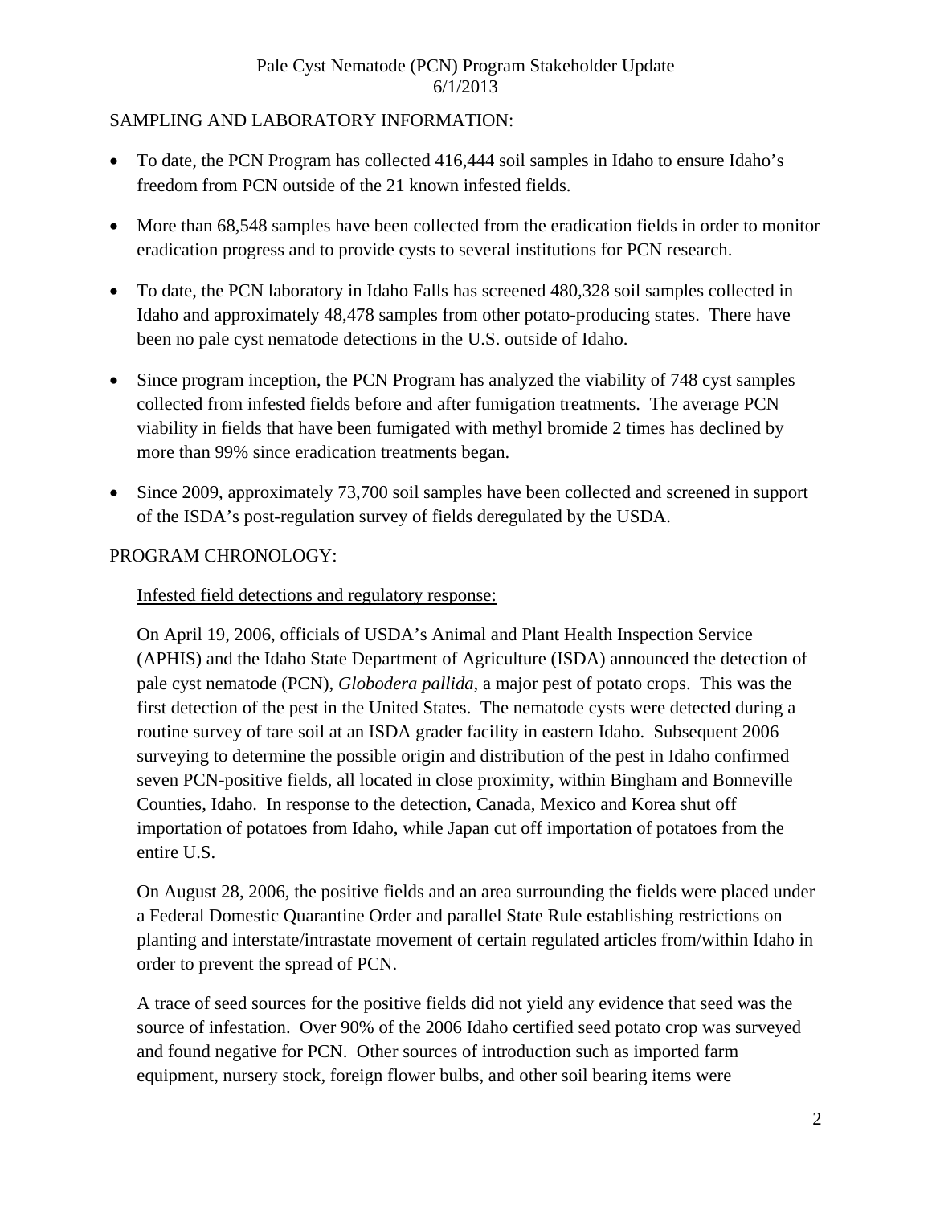SAMPLING AND LABORATORY INFORMATION:

- To date, the PCN Program has collected 416,444 soil samples in Idaho to ensure Idaho's freedom from PCN outside of the 21 known infested fields.
- More than 68,548 samples have been collected from the eradication fields in order to monitor eradication progress and to provide cysts to several institutions for PCN research.
- To date, the PCN laboratory in Idaho Falls has screened 480,328 soil samples collected in Idaho and approximately 48,478 samples from other potato-producing states. There have been no pale cyst nematode detections in the U.S. outside of Idaho.
- Since program inception, the PCN Program has analyzed the viability of 748 cyst samples collected from infested fields before and after fumigation treatments. The average PCN viability in fields that have been fumigated with methyl bromide 2 times has declined by more than 99% since eradication treatments began.
- Since 2009, approximately 73,700 soil samples have been collected and screened in support of the ISDA's post-regulation survey of fields deregulated by the USDA.

PROGRAM CHRONOLOGY:

Infested field detections and regulatory response:

On April 19, 2006, officials of USDA's Animal and Plant Health Inspection Service (APHIS) and the Idaho State Department of Agriculture (ISDA) announced the detection of pale cyst nematode (PCN), *Globodera pallida*, a major pest of potato crops. This was the first detection of the pest in the United States. The nematode cysts were detected during a routine survey of tare soil at an ISDA grader facility in eastern Idaho. Subsequent 2006 surveying to determine the possible origin and distribution of the pest in Idaho confirmed seven PCN-positive fields, all located in close proximity, within Bingham and Bonneville Counties, Idaho. In response to the detection, Canada, Mexico and Korea shut off importation of potatoes from Idaho, while Japan cut off importation of potatoes from the entire U.S.

On August 28, 2006, the positive fields and an area surrounding the fields were placed under a Federal Domestic Quarantine Order and parallel State Rule establishing restrictions on planting and interstate/intrastate movement of certain regulated articles from/within Idaho in order to prevent the spread of PCN.

A trace of seed sources for the positive fields did not yield any evidence that seed was the source of infestation. Over 90% of the 2006 Idaho certified seed potato crop was surveyed and found negative for PCN. Other sources of introduction such as imported farm equipment, nursery stock, foreign flower bulbs, and other soil bearing items were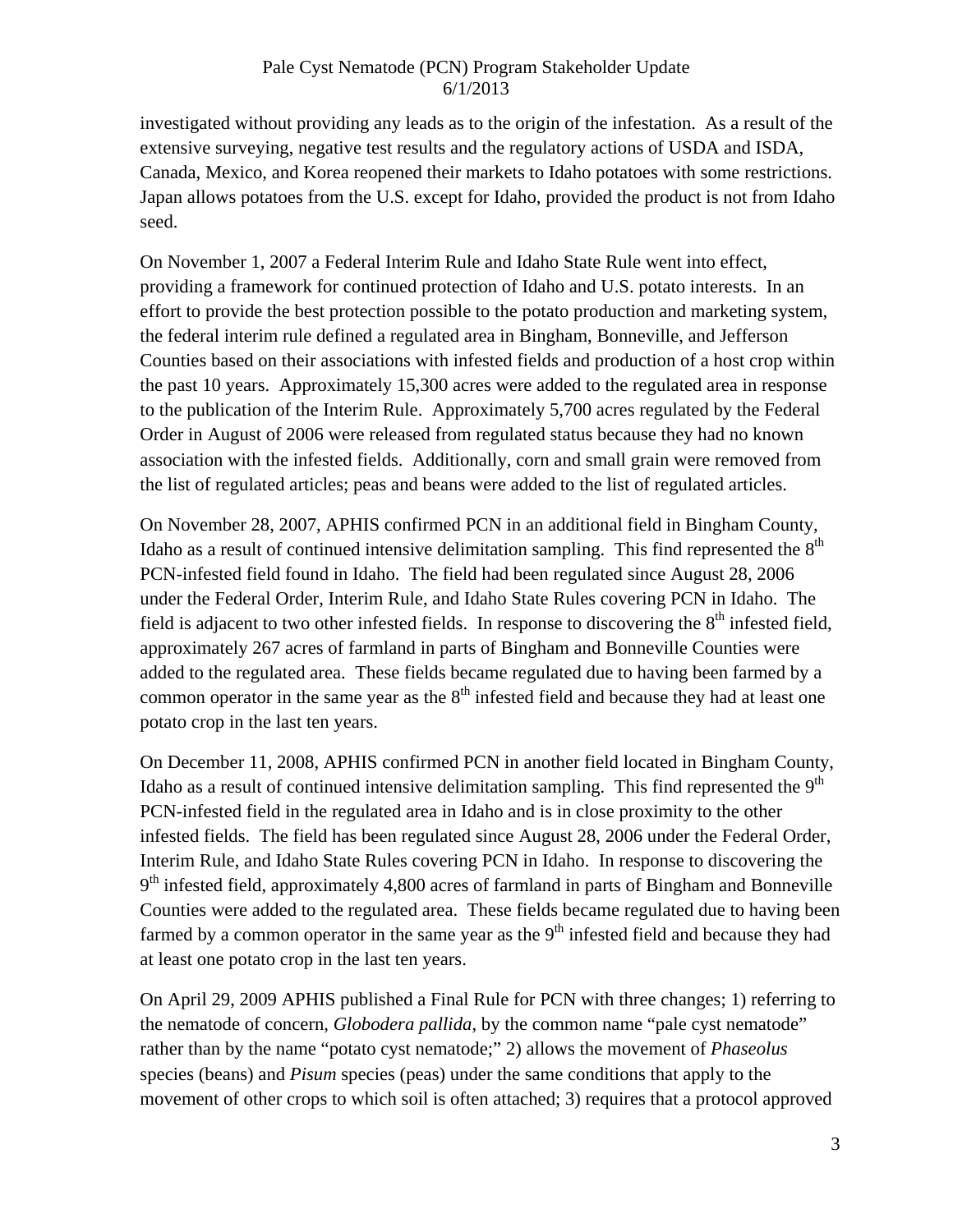investigated without providing any leads as to the origin of the infestation. As a result of the extensive surveying, negative test results and the regulatory actions of USDA and ISDA, Canada, Mexico, and Korea reopened their markets to Idaho potatoes with some restrictions. Japan allows potatoes from the U.S. except for Idaho, provided the product is not from Idaho seed.

On November 1, 2007 a Federal Interim Rule and Idaho State Rule went into effect, providing a framework for continued protection of Idaho and U.S. potato interests. In an effort to provide the best protection possible to the potato production and marketing system, the federal interim rule defined a regulated area in Bingham, Bonneville, and Jefferson Counties based on their associations with infested fields and production of a host crop within the past 10 years. Approximately 15,300 acres were added to the regulated area in response to the publication of the Interim Rule. Approximately 5,700 acres regulated by the Federal Order in August of 2006 were released from regulated status because they had no known association with the infested fields. Additionally, corn and small grain were removed from the list of regulated articles; peas and beans were added to the list of regulated articles.

On November 28, 2007, APHIS confirmed PCN in an additional field in Bingham County, Idaho as a result of continued intensive delimitation sampling. This find represented the 8th PCN-infested field found in Idaho. The field had been regulated since August 28, 2006 under the Federal Order, Interim Rule, and Idaho State Rules covering PCN in Idaho. The field is adjacent to two other infested fields. In response to discovering the 8th infested field, approximately 267 acres of farmland in parts of Bingham and Bonneville Counties were added to the regulated area. These fields became regulated due to having been farmed by a common operator in the same year as the 8th infested field and because they had at least one potato crop in the last ten years.

On December 11, 2008, APHIS confirmed PCN in another field located in Bingham County, Idaho as a result of continued intensive delimitation sampling. This find represented the 9th PCN-infested field in the regulated area in Idaho and is in close proximity to the other infested fields. The field has been regulated since August 28, 2006 under the Federal Order, Interim Rule, and Idaho State Rules covering PCN in Idaho. In response to discovering the 9th infested field, approximately 4,800 acres of farmland in parts of Bingham and Bonneville Counties were added to the regulated area. These fields became regulated due to having been farmed by a common operator in the same year as the 9th infested field and because they had at least one potato crop in the last ten years.

On April 29, 2009 APHIS published a Final Rule for PCN with three changes; 1) referring to the nematode of concern, *Globodera pallida*, by the common name "pale cyst nematode" rather than by the name "potato cyst nematode;" 2) allows the movement of *Phaseolus* species (beans) and *Pisum* species (peas) under the same conditions that apply to the movement of other crops to which soil is often attached; 3) requires that a protocol approved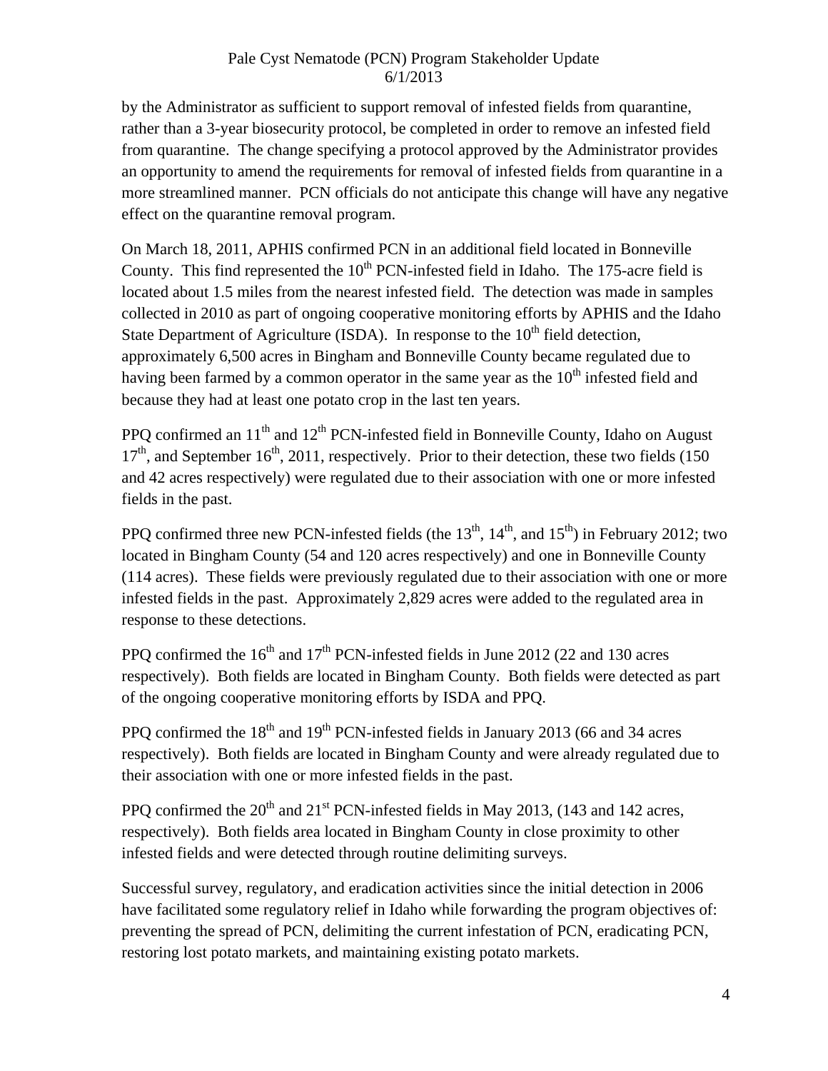by the Administrator as sufficient to support removal of infested fields from quarantine, rather than a 3-year biosecurity protocol, be completed in order to remove an infested field from quarantine. The change specifying a protocol approved by the Administrator provides an opportunity to amend the requirements for removal of infested fields from quarantine in a more streamlined manner. PCN officials do not anticipate this change will have any negative effect on the quarantine removal program.

On March 18, 2011, APHIS confirmed PCN in an additional field located in Bonneville County. This find represented the 10th PCN-infested field in Idaho. The 175-acre field is located about 1.5 miles from the nearest infested field. The detection was made in samples collected in 2010 as part of ongoing cooperative monitoring efforts by APHIS and the Idaho State Department of Agriculture (ISDA). In response to the 10th field detection, approximately 6,500 acres in Bingham and Bonneville County became regulated due to having been farmed by a common operator in the same year as the 10th infested field and because they had at least one potato crop in the last ten years.

PPQ confirmed an 11th and 12th PCN-infested field in Bonneville County, Idaho on August 17th, and September 16th, 2011, respectively. Prior to their detection, these two fields (150 and 42 acres respectively) were regulated due to their association with one or more infested fields in the past.

PPQ confirmed three new PCN-infested fields (the 13th, 14th, and 15th) in February 2012; two located in Bingham County (54 and 120 acres respectively) and one in Bonneville County (114 acres). These fields were previously regulated due to their association with one or more infested fields in the past. Approximately 2,829 acres were added to the regulated area in response to these detections.

PPQ confirmed the 16th and 17th PCN-infested fields in June 2012 (22 and 130 acres respectively). Both fields are located in Bingham County. Both fields were detected as part of the ongoing cooperative monitoring efforts by ISDA and PPQ.

PPQ confirmed the 18th and 19th PCN-infested fields in January 2013 (66 and 34 acres respectively). Both fields are located in Bingham County and were already regulated due to their association with one or more infested fields in the past.

PPQ confirmed the 20th and 21st PCN-infested fields in May 2013, (143 and 142 acres, respectively). Both fields area located in Bingham County in close proximity to other infested fields and were detected through routine delimiting surveys.

Successful survey, regulatory, and eradication activities since the initial detection in 2006 have facilitated some regulatory relief in Idaho while forwarding the program objectives of: preventing the spread of PCN, delimiting the current infestation of PCN, eradicating PCN, restoring lost potato markets, and maintaining existing potato markets.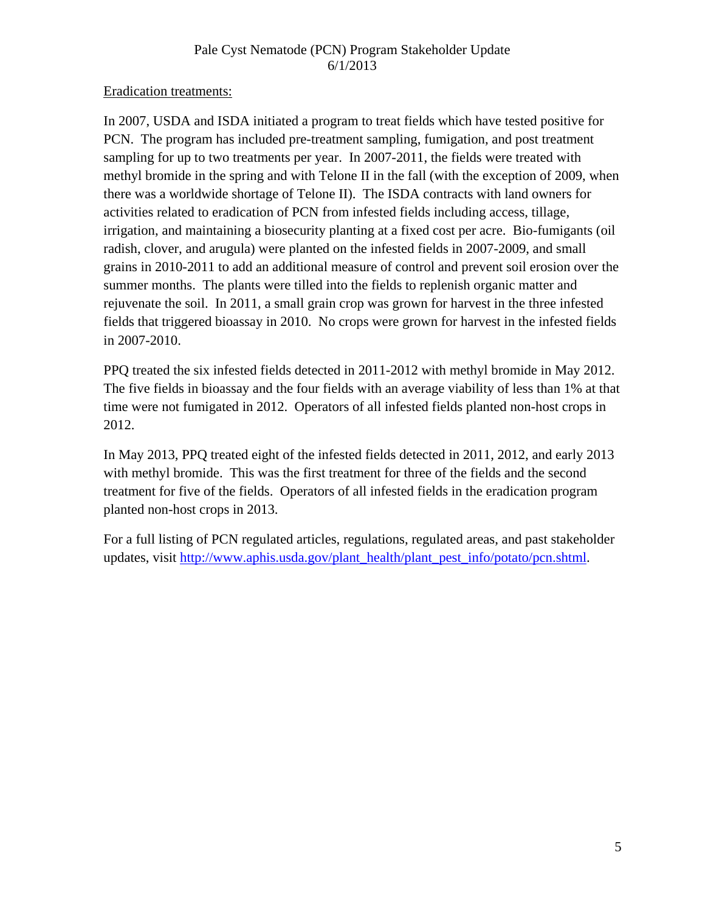Eradication treatments:

In 2007, USDA and ISDA initiated a program to treat fields which have tested positive for PCN. The program has included pre-treatment sampling, fumigation, and post treatment sampling for up to two treatments per year. In 2007-2011, the fields were treated with methyl bromide in the spring and with Telone II in the fall (with the exception of 2009, when there was a worldwide shortage of Telone II). The ISDA contracts with land owners for activities related to eradication of PCN from infested fields including access, tillage, irrigation, and maintaining a biosecurity planting at a fixed cost per acre. Bio-fumigants (oil radish, clover, and arugula) were planted on the infested fields in 2007-2009, and small grains in 2010-2011 to add an additional measure of control and prevent soil erosion over the summer months. The plants were tilled into the fields to replenish organic matter and rejuvenate the soil. In 2011, a small grain crop was grown for harvest in the three infested fields that triggered bioassay in 2010. No crops were grown for harvest in the infested fields in 2007-2010.

PPQ treated the six infested fields detected in 2011-2012 with methyl bromide in May 2012. The five fields in bioassay and the four fields with an average viability of less than 1% at that time were not fumigated in 2012. Operators of all infested fields planted non-host crops in 2012.

In May 2013, PPQ treated eight of the infested fields detected in 2011, 2012, and early 2013 with methyl bromide. This was the first treatment for three of the fields and the second treatment for five of the fields. Operators of all infested fields in the eradication program planted non-host crops in 2013.

For a full listing of PCN regulated articles, regulations, regulated areas, and past stakeholder updates, visit http://www.aphis.usda.gov/plant_health/plant_pest_info/potato/pcn.shtml.